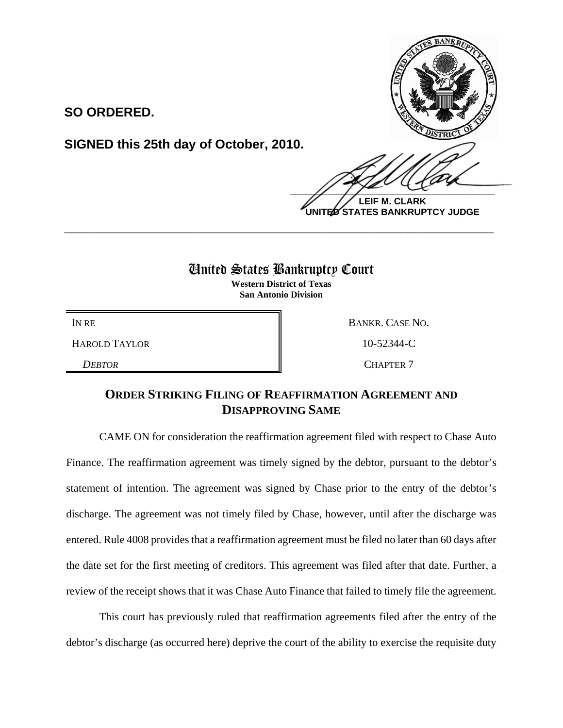**SO ORDERED.**

**SIGNED this 25th day of October, 2010.**

**LEIF M. CLARK**
**UNITED STATES BANKRUPTCY JUDGE**

---

# United States Bankruptcy Court

**Western District of Texas**
**San Antonio Division**

| | |
|---|---|
| IN RE | BANKR. CASE NO. |
| HAROLD TAYLOR | 10-52344-C |
| *DEBTOR* | CHAPTER 7 |

## ORDER STRIKING FILING OF REAFFIRMATION AGREEMENT AND DISAPPROVING SAME

CAME ON for consideration the reaffirmation agreement filed with respect to Chase Auto Finance. The reaffirmation agreement was timely signed by the debtor, pursuant to the debtor's statement of intention. The agreement was signed by Chase prior to the entry of the debtor's discharge. The agreement was not timely filed by Chase, however, until after the discharge was entered. Rule 4008 provides that a reaffirmation agreement must be filed no later than 60 days after the date set for the first meeting of creditors. This agreement was filed after that date. Further, a review of the receipt shows that it was Chase Auto Finance that failed to timely file the agreement.

This court has previously ruled that reaffirmation agreements filed after the entry of the debtor's discharge (as occurred here) deprive the court of the ability to exercise the requisite duty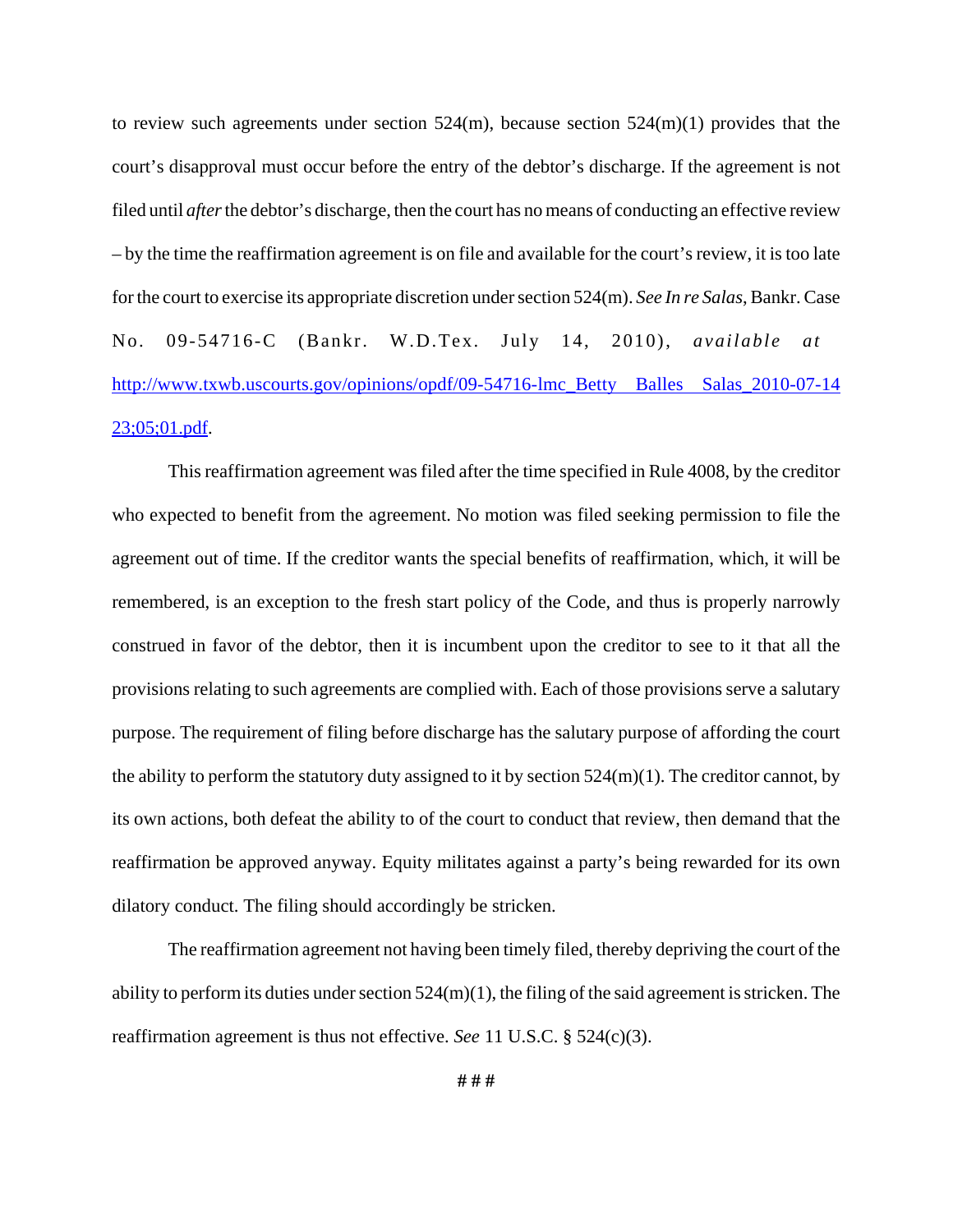to review such agreements under section 524(m), because section 524(m)(1) provides that the court's disapproval must occur before the entry of the debtor's discharge. If the agreement is not filed until *after* the debtor's discharge, then the court has no means of conducting an effective review – by the time the reaffirmation agreement is on file and available for the court's review, it is too late for the court to exercise its appropriate discretion under section 524(m). *See In re Salas*, Bankr. Case No. 09-54716-C (Bankr. W.D.Tex. July 14, 2010), *available at* [http://www.txwb.uscourts.gov/opinions/opdf/09-54716-lmc_Betty Balles Salas_2010-07-14 23;05;01.pdf](http://www.txwb.uscourts.gov/opinions/opdf/09-54716-lmc_Betty Balles Salas_2010-07-14 23;05;01.pdf).

This reaffirmation agreement was filed after the time specified in Rule 4008, by the creditor who expected to benefit from the agreement. No motion was filed seeking permission to file the agreement out of time. If the creditor wants the special benefits of reaffirmation, which, it will be remembered, is an exception to the fresh start policy of the Code, and thus is properly narrowly construed in favor of the debtor, then it is incumbent upon the creditor to see to it that all the provisions relating to such agreements are complied with. Each of those provisions serve a salutary purpose. The requirement of filing before discharge has the salutary purpose of affording the court the ability to perform the statutory duty assigned to it by section 524(m)(1). The creditor cannot, by its own actions, both defeat the ability to of the court to conduct that review, then demand that the reaffirmation be approved anyway. Equity militates against a party's being rewarded for its own dilatory conduct. The filing should accordingly be stricken.

The reaffirmation agreement not having been timely filed, thereby depriving the court of the ability to perform its duties under section 524(m)(1), the filing of the said agreement is stricken. The reaffirmation agreement is thus not effective. *See* 11 U.S.C. § 524(c)(3).

# # #